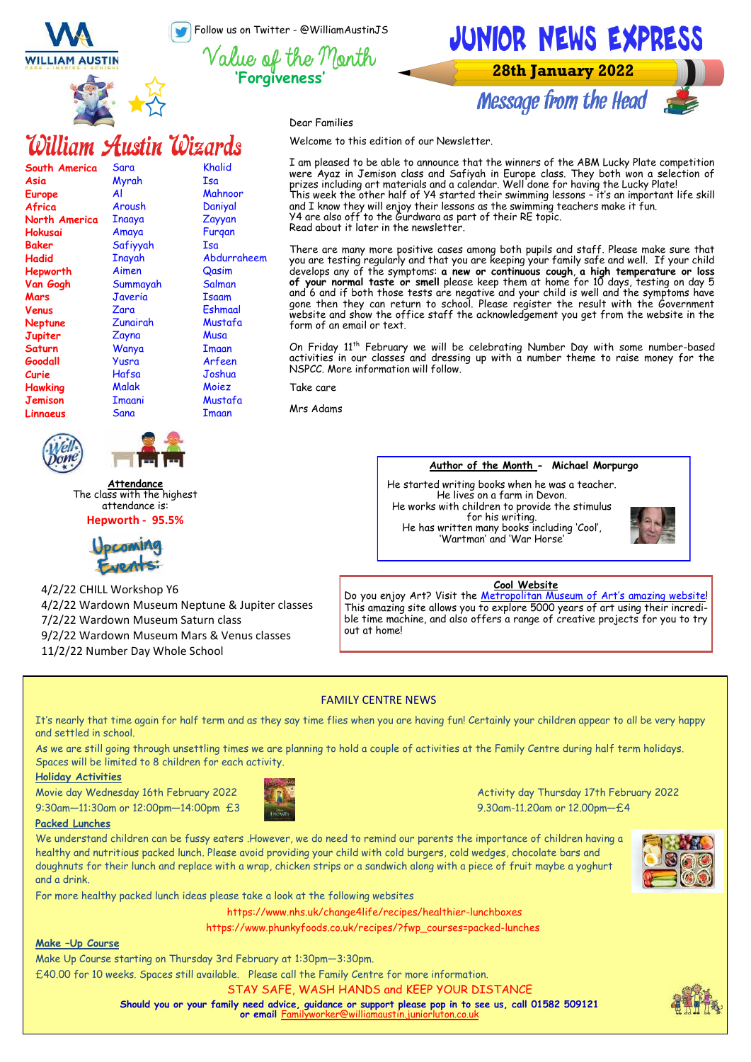# JUNIOR NEWS EXPRESS

**28th January 2022**

Follow us on Twitter - @WilliamAustinJS

WILLIAM AUSTIN

## Value of the Month
**'Forgiveness'**

## William Austin Wizards

| Class | | |
|---|---|---|
| South America | Sara | Khalid |
| Asia | Myrah | Isa |
| Europe | Al | Mahnoor |
| Africa | Aroush | Daniyal |
| North America | Inaaya | Zayyan |
| Hokusai | Amaya | Furqan |
| Baker | Safiyyah | Isa |
| Hadid | Inayah | Abdurraheem |
| Hepworth | Aimen | Qasim |
| Van Gogh | Summayah | Salman |
| Mars | Javeria | Isaam |
| Venus | Zara | Eshmaal |
| Neptune | Zunairah | Mustafa |
| Jupiter | Zayna | Musa |
| Saturn | Wanya | Imaan |
| Goodall | Yusra | Arfeen |
| Curie | Hafsa | Joshua |
| Hawking | Malak | Moiez |
| Jemison | Imaani | Mustafa |
| Linnaeus | Sana | Imaan |

**Attendance**
The class with the highest attendance is:
**Hepworth - 95.5%**

## Upcoming Events

4/2/22 CHILL Workshop Y6
4/2/22 Wardown Museum Neptune & Jupiter classes
7/2/22 Wardown Museum Saturn class
9/2/22 Wardown Museum Mars & Venus classes
11/2/22 Number Day Whole School

## Message from the Head

Dear Families

Welcome to this edition of our Newsletter.

I am pleased to be able to announce that the winners of the ABM Lucky Plate competition were Ayaz in Jemison class and Safiyah in Europe class. They both won a selection of prizes including art materials and a calendar. Well done for having the Lucky Plate!
This week the other half of Y4 started their swimming lessons – it's an important life skill and I know they will enjoy their lessons as the swimming teachers make it fun.
Y4 are also off to the Gurdwara as part of their RE topic.
Read about it later in the newsletter.

There are many more positive cases among both pupils and staff. Please make sure that you are testing regularly and that you are keeping your family safe and well. If your child develops any of the symptoms: **a new or continuous cough, a high temperature or loss of your normal taste or smell** please keep them at home for 10 days, testing on day 5 and 6 and if both those tests are negative and your child is well and the symptoms have gone then they can return to school. Please register the result with the Government website and show the office staff the acknowledgement you get from the website in the form of an email or text.

On Friday 11th February we will be celebrating Number Day with some number-based activities in our classes and dressing up with a number theme to raise money for the NSPCC. More information will follow.

Take care

Mrs Adams

**Author of the Month - Michael Morpurgo**

He started writing books when he was a teacher.
He lives on a farm in Devon.
He works with children to provide the stimulus for his writing.
He has written many books including 'Cool', 'Wartman' and 'War Horse'

**Cool Website**

Do you enjoy Art? Visit the Metropolitan Museum of Art's amazing website! This amazing site allows you to explore 5000 years of art using their incredible time machine, and also offers a range of creative projects for you to try out at home!

## FAMILY CENTRE NEWS

It's nearly that time again for half term and as they say time flies when you are having fun! Certainly your children appear to all be very happy and settled in school.

As we are still going through unsettling times we are planning to hold a couple of activities at the Family Centre during half term holidays. Spaces will be limited to 8 children for each activity.

**Holiday Activities**

Movie day Wednesday 16th February 2022
9:30am—11:30am or 12:00pm—14:00pm £3

Activity day Thursday 17th February 2022
9.30am-11.20am or 12.00pm—£4

**Packed Lunches**

We understand children can be fussy eaters .However, we do need to remind our parents the importance of children having a healthy and nutritious packed lunch. Please avoid providing your child with cold burgers, cold wedges, chocolate bars and doughnuts for their lunch and replace with a wrap, chicken strips or a sandwich along with a piece of fruit maybe a yoghurt and a drink.

For more healthy packed lunch ideas please take a look at the following websites

https://www.nhs.uk/change4life/recipes/healthier-lunchboxes
https://www.phunkyfoods.co.uk/recipes/?fwp_courses=packed-lunches

**Make –Up Course**

Make Up Course starting on Thursday 3rd February at 1:30pm—3:30pm.
£40.00 for 10 weeks. Spaces still available. Please call the Family Centre for more information.

STAY SAFE, WASH HANDS and KEEP YOUR DISTANCE

**Should you or your family need advice, guidance or support please pop in to see us, call 01582 509121 or email** Familyworker@williamaustin.juniorluton.co.uk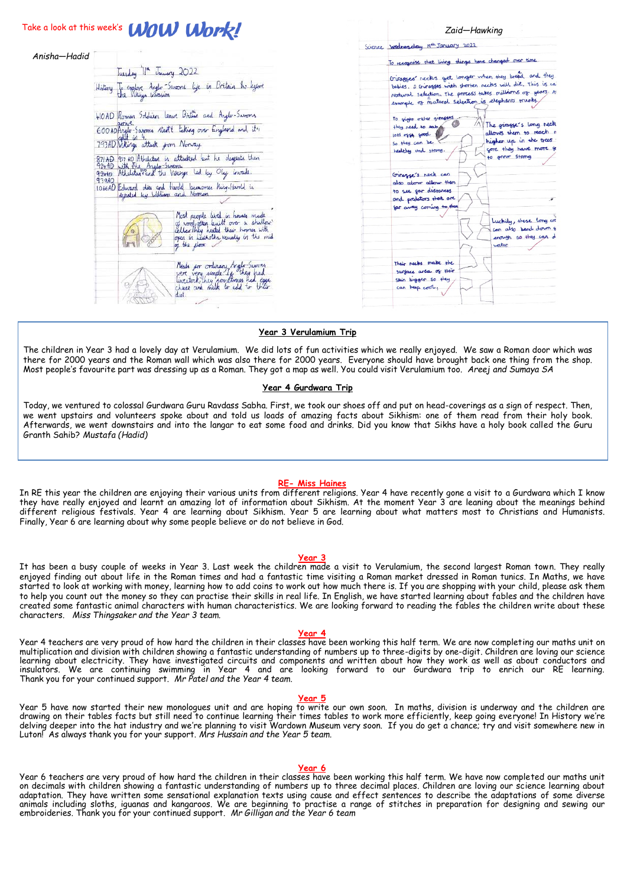Take a look at this week's **WOW Work!**

*Anisha—Hadid*

Tuesday 11th January 2022

History To explore Anglo-Saxons life in Britain before the Vikings invasion

410AD Roman Soldiers leave Britain and Anglo-Saxons arrive.
600AD Anglo-Saxons start taking over England and it's split in 4.
793AD Vikings attack from Norway.
871AD 937 AD Athelstan is attacked but he defeats them with the Anglo-Saxons
924AD Athelstan and the Vikings led by Olaf invade.
939AD
1066AD Edward dies and Harold becomes King. Harold is defeated by William and Norman

Most people lived in houses made of wood, often built over a shallow cellar. They heated their homes with open in heath, usually in the mid of the floor.

Meals for ordinary Anglo-Saxons were very simple. If they had livestock, they sometimes had eggs, cheese and milk to add to their diet.

*Zaid—Hawking*

Science Wednesday 19th January 2022

To recognise that living things have changed over time

Giraffes' necks get longer when they breed and they babies. a Giraffes with shorter necks will die. This is ca natural selection. The process takes millions of years. A example of natural selection is elephants trunks.

To fight other giraffes they need to eat lots of food so they can be healthy and strong.

The giraffe's long neck allows them to reach higher up in the trees more they have more to grow strong

Giraffe's neck can also allow them to see far distances and predators that are far away coming to them

Luckily, these long can also bend down enough so they can d water.

Their necks make the surface area of their skin bigger so they can keep cool.

## Year 3 Verulamium Trip

The children in Year 3 had a lovely day at Verulamium. We did lots of fun activities which we really enjoyed. We saw a Roman door which was there for 2000 years and the Roman wall which was also there for 2000 years. Everyone should have brought back one thing from the shop. Most people's favourite part was dressing up as a Roman. They got a map as well. You could visit Verulamium too. *Areej and Sumaya SA*

## Year 4 Gurdwara Trip

Today, we ventured to colossal Gurdwara Guru Ravdass Sabha. First, we took our shoes off and put on head-coverings as a sign of respect. Then, we went upstairs and volunteers spoke about and told us loads of amazing facts about Sikhism: one of them read from their holy book. Afterwards, we went downstairs and into the langar to eat some food and drinks. Did you know that Sikhs have a holy book called the Guru Granth Sahib? *Mustafa (Hadid)*

## RE- Miss Haines

In RE this year the children are enjoying their various units from different religions. Year 4 have recently gone a visit to a Gurdwara which I know they have really enjoyed and learnt an amazing lot of information about Sikhism. At the moment Year 3 are leaning about the meanings behind different religious festivals. Year 4 are learning about Sikhism. Year 5 are learning about what matters most to Christians and Humanists. Finally, Year 6 are learning about why some people believe or do not believe in God.

## Year 3

It has been a busy couple of weeks in Year 3. Last week the children made a visit to Verulamium, the second largest Roman town. They really enjoyed finding out about life in the Roman times and had a fantastic time visiting a Roman market dressed in Roman tunics. In Maths, we have started to look at working with money, learning how to add coins to work out how much there is. If you are shopping with your child, please ask them to help you count out the money so they can practise their skills in real life. In English, we have started learning about fables and the children have created some fantastic animal characters with human characteristics. We are looking forward to reading the fables the children write about these characters. *Miss Thingsaker and the Year 3 team.*

## Year 4

Year 4 teachers are very proud of how hard the children in their classes have been working this half term. We are now completing our maths unit on multiplication and division with children showing a fantastic understanding of numbers up to three-digits by one-digit. Children are loving our science learning about electricity. They have investigated circuits and components and written about how they work as well as about conductors and insulators. We are continuing swimming in Year 4 and are looking forward to our Gurdwara trip to enrich our RE learning. Thank you for your continued support. *Mr Patel and the Year 4 team.*

## Year 5

Year 5 have now started their new monologues unit and are hoping to write our own soon. In maths, division is underway and the children are drawing on their tables facts but still need to continue learning their times tables to work more efficiently, keep going everyone! In History we're delving deeper into the hat industry and we're planning to visit Wardown Museum very soon. If you do get a chance; try and visit somewhere new in Luton! As always thank you for your support. *Mrs Hussain and the Year 5 team.*

## Year 6

Year 6 teachers are very proud of how hard the children in their classes have been working this half term. We have now completed our maths unit on decimals with children showing a fantastic understanding of numbers up to three decimal places. Children are loving our science learning about adaptation. They have written some sensational explanation texts using cause and effect sentences to describe the adaptations of some diverse animals including sloths, iguanas and kangaroos. We are beginning to practise a range of stitches in preparation for designing and sewing our embroideries. Thank you for your continued support. *Mr Gilligan and the Year 6 team*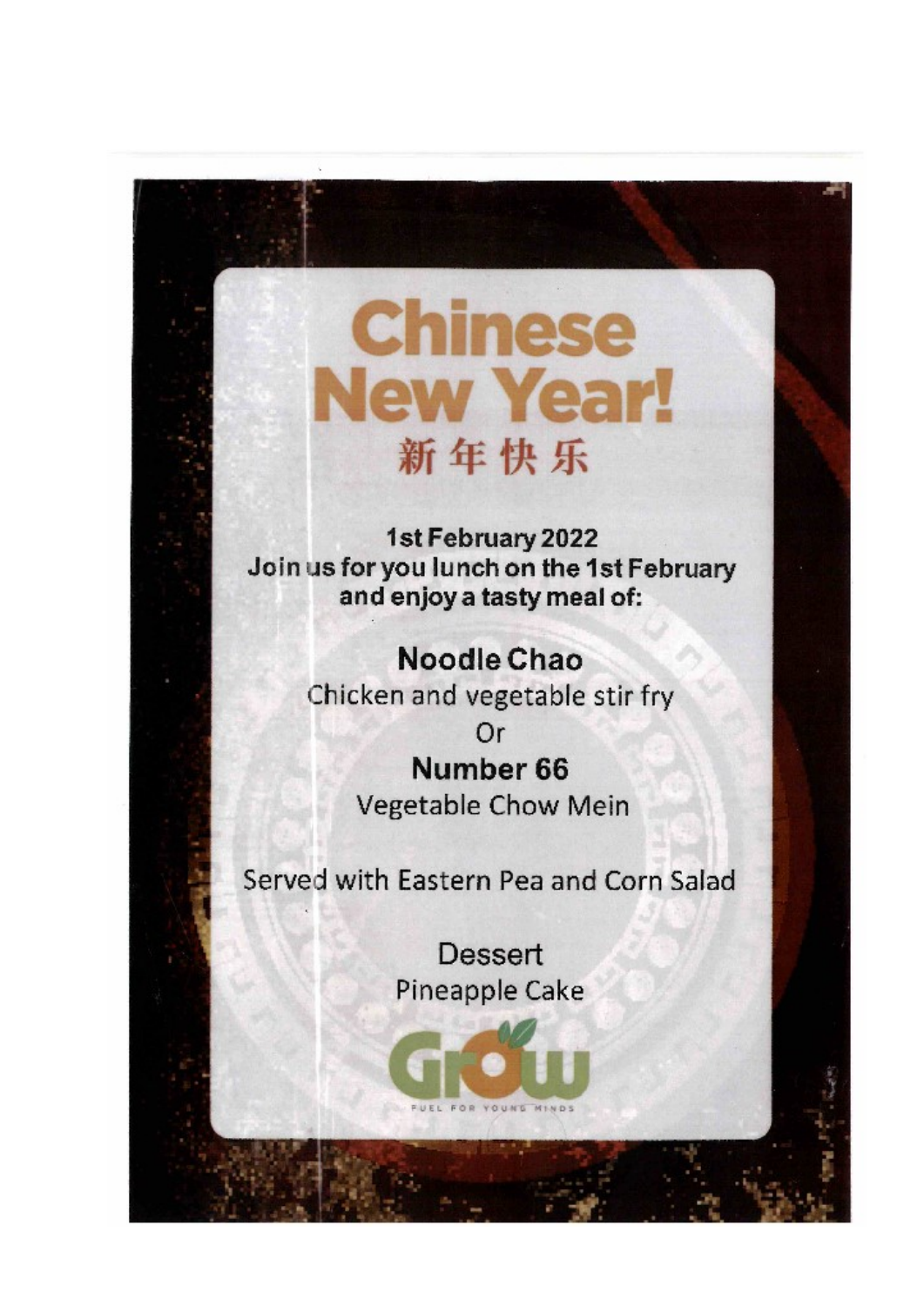# Chinese New Year!

## 新年快乐

**1st February 2022**
**Join us for you lunch on the 1st February and enjoy a tasty meal of:**

**Noodle Chao**
Chicken and vegetable stir fry

Or

**Number 66**
Vegetable Chow Mein

Served with Eastern Pea and Corn Salad

Dessert
Pineapple Cake

Grow
FUEL FOR YOUNG MINDS